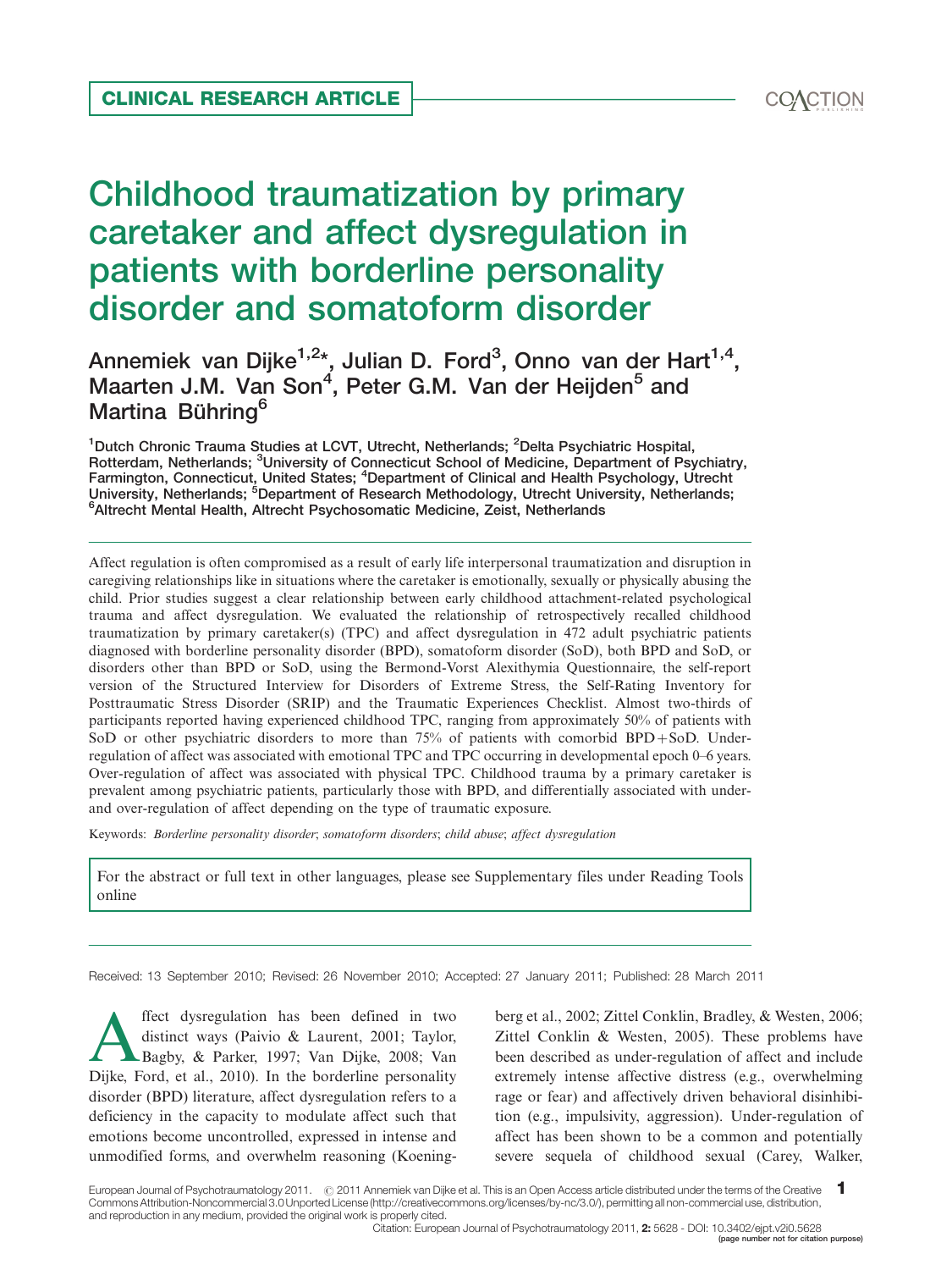CLINICAL RESEARCH ARTICLE

# Childhood traumatization by primary caretaker and affect dysregulation in patients with borderline personality disorder and somatoform disorder

Annemiek van Dijke[1,2]*, Julian D. Ford[3], Onno van der Hart[1,4], Maarten J.M. Van Son[4], Peter G.M. Van der Heijden[5] and Martina Bühring[6]

[1]Dutch Chronic Trauma Studies at LCVT, Utrecht, Netherlands; [2]Delta Psychiatric Hospital, Rotterdam, Netherlands; [3]University of Connecticut School of Medicine, Department of Psychiatry, Farmington, Connecticut, United States; [4]Department of Clinical and Health Psychology, Utrecht University, Netherlands; [5]Department of Research Methodology, Utrecht University, Netherlands; [6]Altrecht Mental Health, Altrecht Psychosomatic Medicine, Zeist, Netherlands

Affect regulation is often compromised as a result of early life interpersonal traumatization and disruption in caregiving relationships like in situations where the caretaker is emotionally, sexually or physically abusing the child. Prior studies suggest a clear relationship between early childhood attachment-related psychological trauma and affect dysregulation. We evaluated the relationship of retrospectively recalled childhood traumatization by primary caretaker(s) (TPC) and affect dysregulation in 472 adult psychiatric patients diagnosed with borderline personality disorder (BPD), somatoform disorder (SoD), both BPD and SoD, or disorders other than BPD or SoD, using the Bermond-Vorst Alexithymia Questionnaire, the self-report version of the Structured Interview for Disorders of Extreme Stress, the Self-Rating Inventory for Posttraumatic Stress Disorder (SRIP) and the Traumatic Experiences Checklist. Almost two-thirds of participants reported having experienced childhood TPC, ranging from approximately 50% of patients with SoD or other psychiatric disorders to more than 75% of patients with comorbid BPD+SoD. Under-regulation of affect was associated with emotional TPC and TPC occurring in developmental epoch 0–6 years. Over-regulation of affect was associated with physical TPC. Childhood trauma by a primary caretaker is prevalent among psychiatric patients, particularly those with BPD, and differentially associated with under- and over-regulation of affect depending on the type of traumatic exposure.

Keywords: *Borderline personality disorder*; *somatoform disorders*; *child abuse*; *affect dysregulation*

For the abstract or full text in other languages, please see Supplementary files under Reading Tools online

Received: 13 September 2010; Revised: 26 November 2010; Accepted: 27 January 2011; Published: 28 March 2011

Affect dysregulation has been defined in two distinct ways (Paivio & Laurent, 2001; Taylor, Bagby, & Parker, 1997; Van Dijke, 2008; Van Dijke, Ford, et al., 2010). In the borderline personality disorder (BPD) literature, affect dysregulation refers to a deficiency in the capacity to modulate affect such that emotions become uncontrolled, expressed in intense and unmodified forms, and overwhelm reasoning (Koenigsberg et al., 2002; Zittel Conklin, Bradley, & Westen, 2006; Zittel Conklin & Westen, 2005). These problems have been described as under-regulation of affect and include extremely intense affective distress (e.g., overwhelming rage or fear) and affectively driven behavioral disinhibition (e.g., impulsivity, aggression). Under-regulation of affect has been shown to be a common and potentially severe sequela of childhood sexual (Carey, Walker,

European Journal of Psychotraumatology 2011. © 2011 Annemiek van Dijke et al. This is an Open Access article distributed under the terms of the Creative Commons Attribution-Noncommercial 3.0 Unported License (http://creativecommons.org/licenses/by-nc/3.0/), permitting all non-commercial use, distribution, and reproduction in any medium, provided the original work is properly cited.

Citation: European Journal of Psychotraumatology 2011, 2: 5628 - DOI: 10.3402/ejpt.v2i0.5628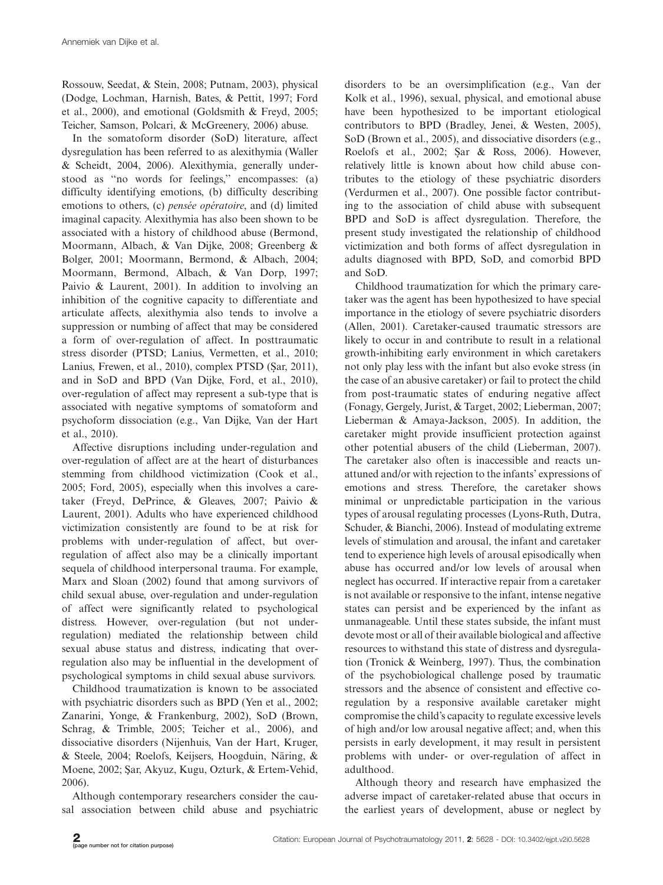Rossouw, Seedat, & Stein, 2008; Putnam, 2003), physical (Dodge, Lochman, Harnish, Bates, & Pettit, 1997; Ford et al., 2000), and emotional (Goldsmith & Freyd, 2005; Teicher, Samson, Polcari, & McGreenery, 2006) abuse.

In the somatoform disorder (SoD) literature, affect dysregulation has been referred to as alexithymia (Waller & Scheidt, 2004, 2006). Alexithymia, generally understood as "no words for feelings," encompasses: (a) difficulty identifying emotions, (b) difficulty describing emotions to others, (c) *pensée opératoire*, and (d) limited imaginal capacity. Alexithymia has also been shown to be associated with a history of childhood abuse (Bermond, Moormann, Albach, & Van Dijke, 2008; Greenberg & Bolger, 2001; Moormann, Bermond, & Albach, 2004; Moormann, Bermond, Albach, & Van Dorp, 1997; Paivio & Laurent, 2001). In addition to involving an inhibition of the cognitive capacity to differentiate and articulate affects, alexithymia also tends to involve a suppression or numbing of affect that may be considered a form of over-regulation of affect. In posttraumatic stress disorder (PTSD; Lanius, Vermetten, et al., 2010; Lanius, Frewen, et al., 2010), complex PTSD (Şar, 2011), and in SoD and BPD (Van Dijke, Ford, et al., 2010), over-regulation of affect may represent a sub-type that is associated with negative symptoms of somatoform and psychoform dissociation (e.g., Van Dijke, Van der Hart et al., 2010).

Affective disruptions including under-regulation and over-regulation of affect are at the heart of disturbances stemming from childhood victimization (Cook et al., 2005; Ford, 2005), especially when this involves a caretaker (Freyd, DePrince, & Gleaves, 2007; Paivio & Laurent, 2001). Adults who have experienced childhood victimization consistently are found to be at risk for problems with under-regulation of affect, but over-regulation of affect also may be a clinically important sequela of childhood interpersonal trauma. For example, Marx and Sloan (2002) found that among survivors of child sexual abuse, over-regulation and under-regulation of affect were significantly related to psychological distress. However, over-regulation (but not under-regulation) mediated the relationship between child sexual abuse status and distress, indicating that over-regulation also may be influential in the development of psychological symptoms in child sexual abuse survivors.

Childhood traumatization is known to be associated with psychiatric disorders such as BPD (Yen et al., 2002; Zanarini, Yonge, & Frankenburg, 2002), SoD (Brown, Schrag, & Trimble, 2005; Teicher et al., 2006), and dissociative disorders (Nijenhuis, Van der Hart, Kruger, & Steele, 2004; Roelofs, Keijsers, Hoogduin, Näring, & Moene, 2002; Şar, Akyuz, Kugu, Ozturk, & Ertem-Vehid, 2006).

Although contemporary researchers consider the causal association between child abuse and psychiatric disorders to be an oversimplification (e.g., Van der Kolk et al., 1996), sexual, physical, and emotional abuse have been hypothesized to be important etiological contributors to BPD (Bradley, Jenei, & Westen, 2005), SoD (Brown et al., 2005), and dissociative disorders (e.g., Roelofs et al., 2002; Şar & Ross, 2006). However, relatively little is known about how child abuse contributes to the etiology of these psychiatric disorders (Verdurmen et al., 2007). One possible factor contributing to the association of child abuse with subsequent BPD and SoD is affect dysregulation. Therefore, the present study investigated the relationship of childhood victimization and both forms of affect dysregulation in adults diagnosed with BPD, SoD, and comorbid BPD and SoD.

Childhood traumatization for which the primary caretaker was the agent has been hypothesized to have special importance in the etiology of severe psychiatric disorders (Allen, 2001). Caretaker-caused traumatic stressors are likely to occur in and contribute to result in a relational growth-inhibiting early environment in which caretakers not only play less with the infant but also evoke stress (in the case of an abusive caretaker) or fail to protect the child from post-traumatic states of enduring negative affect (Fonagy, Gergely, Jurist, & Target, 2002; Lieberman, 2007; Lieberman & Amaya-Jackson, 2005). In addition, the caretaker might provide insufficient protection against other potential abusers of the child (Lieberman, 2007). The caretaker also often is inaccessible and reacts unattuned and/or with rejection to the infants' expressions of emotions and stress. Therefore, the caretaker shows minimal or unpredictable participation in the various types of arousal regulating processes (Lyons-Ruth, Dutra, Schuder, & Bianchi, 2006). Instead of modulating extreme levels of stimulation and arousal, the infant and caretaker tend to experience high levels of arousal episodically when abuse has occurred and/or low levels of arousal when neglect has occurred. If interactive repair from a caretaker is not available or responsive to the infant, intense negative states can persist and be experienced by the infant as unmanageable. Until these states subside, the infant must devote most or all of their available biological and affective resources to withstand this state of distress and dysregulation (Tronick & Weinberg, 1997). Thus, the combination of the psychobiological challenge posed by traumatic stressors and the absence of consistent and effective co-regulation by a responsive available caretaker might compromise the child's capacity to regulate excessive levels of high and/or low arousal negative affect; and, when this persists in early development, it may result in persistent problems with under- or over-regulation of affect in adulthood.

Although theory and research have emphasized the adverse impact of caretaker-related abuse that occurs in the earliest years of development, abuse or neglect by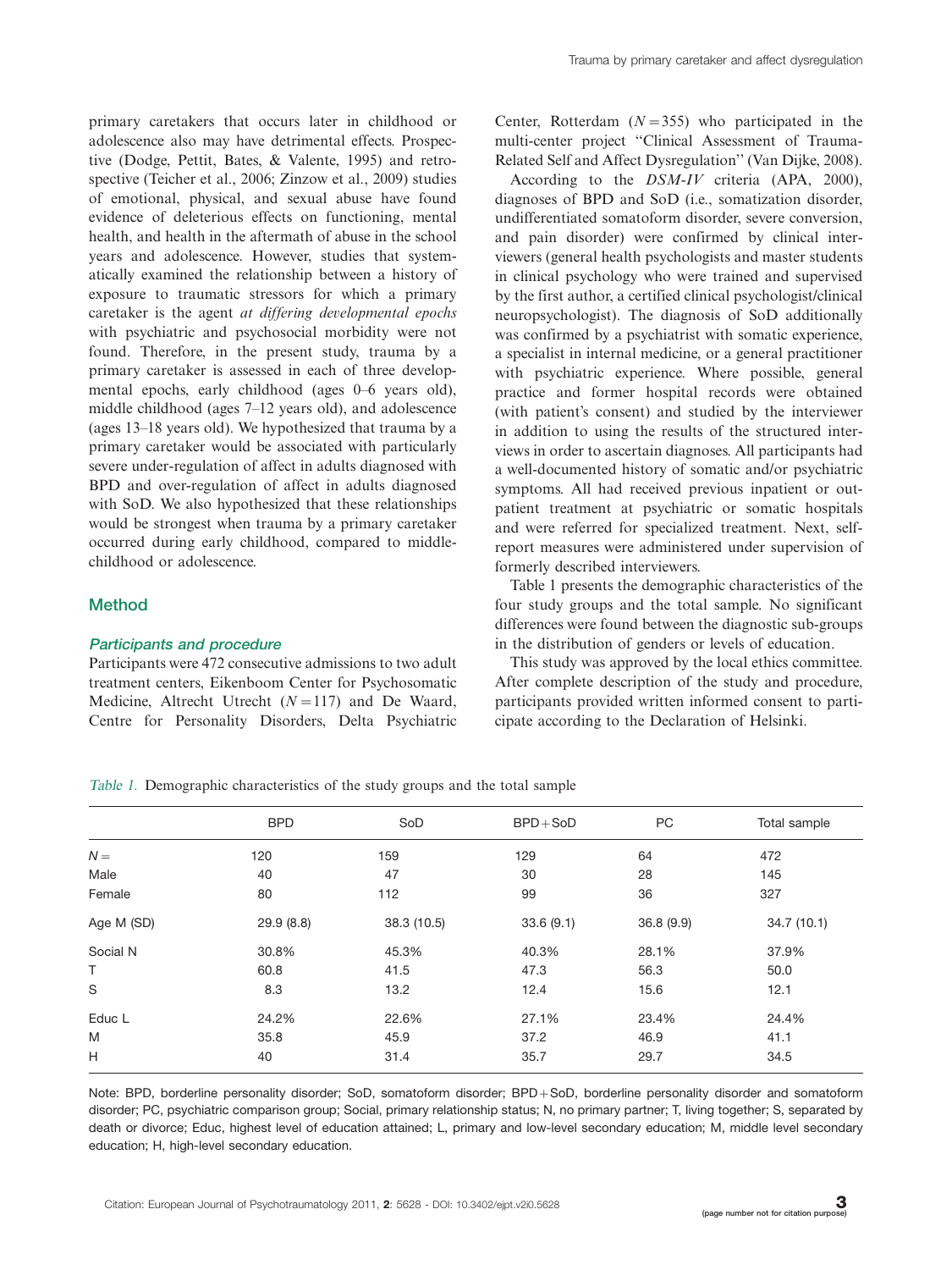primary caretakers that occurs later in childhood or adolescence also may have detrimental effects. Prospective (Dodge, Pettit, Bates, & Valente, 1995) and retrospective (Teicher et al., 2006; Zinzow et al., 2009) studies of emotional, physical, and sexual abuse have found evidence of deleterious effects on functioning, mental health, and health in the aftermath of abuse in the school years and adolescence. However, studies that systematically examined the relationship between a history of exposure to traumatic stressors for which a primary caretaker is the agent *at differing developmental epochs* with psychiatric and psychosocial morbidity were not found. Therefore, in the present study, trauma by a primary caretaker is assessed in each of three developmental epochs, early childhood (ages 0–6 years old), middle childhood (ages 7–12 years old), and adolescence (ages 13–18 years old). We hypothesized that trauma by a primary caretaker would be associated with particularly severe under-regulation of affect in adults diagnosed with BPD and over-regulation of affect in adults diagnosed with SoD. We also hypothesized that these relationships would be strongest when trauma by a primary caretaker occurred during early childhood, compared to middle-childhood or adolescence.

## Method

### *Participants and procedure*

Participants were 472 consecutive admissions to two adult treatment centers, Eikenboom Center for Psychosomatic Medicine, Altrecht Utrecht ($N = 117$) and De Waard, Centre for Personality Disorders, Delta Psychiatric Center, Rotterdam ($N = 355$) who participated in the multi-center project ''Clinical Assessment of Trauma-Related Self and Affect Dysregulation'' (Van Dijke, 2008).

According to the *DSM-IV* criteria (APA, 2000), diagnoses of BPD and SoD (i.e., somatization disorder, undifferentiated somatoform disorder, severe conversion, and pain disorder) were confirmed by clinical interviewers (general health psychologists and master students in clinical psychology who were trained and supervised by the first author, a certified clinical psychologist/clinical neuropsychologist). The diagnosis of SoD additionally was confirmed by a psychiatrist with somatic experience, a specialist in internal medicine, or a general practitioner with psychiatric experience. Where possible, general practice and former hospital records were obtained (with patient's consent) and studied by the interviewer in addition to using the results of the structured interviews in order to ascertain diagnoses. All participants had a well-documented history of somatic and/or psychiatric symptoms. All had received previous inpatient or outpatient treatment at psychiatric or somatic hospitals and were referred for specialized treatment. Next, self-report measures were administered under supervision of formerly described interviewers.

Table 1 presents the demographic characteristics of the four study groups and the total sample. No significant differences were found between the diagnostic sub-groups in the distribution of genders or levels of education.

This study was approved by the local ethics committee. After complete description of the study and procedure, participants provided written informed consent to participate according to the Declaration of Helsinki.

*Table 1.* Demographic characteristics of the study groups and the total sample

| | BPD | SoD | BPD+SoD | PC | Total sample |
|---|---|---|---|---|---|
| $N =$ | 120 | 159 | 129 | 64 | 472 |
| Male | 40 | 47 | 30 | 28 | 145 |
| Female | 80 | 112 | 99 | 36 | 327 |
| Age M (SD) | 29.9 (8.8) | 38.3 (10.5) | 33.6 (9.1) | 36.8 (9.9) | 34.7 (10.1) |
| Social N | 30.8% | 45.3% | 40.3% | 28.1% | 37.9% |
| T | 60.8 | 41.5 | 47.3 | 56.3 | 50.0 |
| S | 8.3 | 13.2 | 12.4 | 15.6 | 12.1 |
| Educ L | 24.2% | 22.6% | 27.1% | 23.4% | 24.4% |
| M | 35.8 | 45.9 | 37.2 | 46.9 | 41.1 |
| H | 40 | 31.4 | 35.7 | 29.7 | 34.5 |

Note: BPD, borderline personality disorder; SoD, somatoform disorder; BPD+SoD, borderline personality disorder and somatoform disorder; PC, psychiatric comparison group; Social, primary relationship status; N, no primary partner; T, living together; S, separated by death or divorce; Educ, highest level of education attained; L, primary and low-level secondary education; M, middle level secondary education; H, high-level secondary education.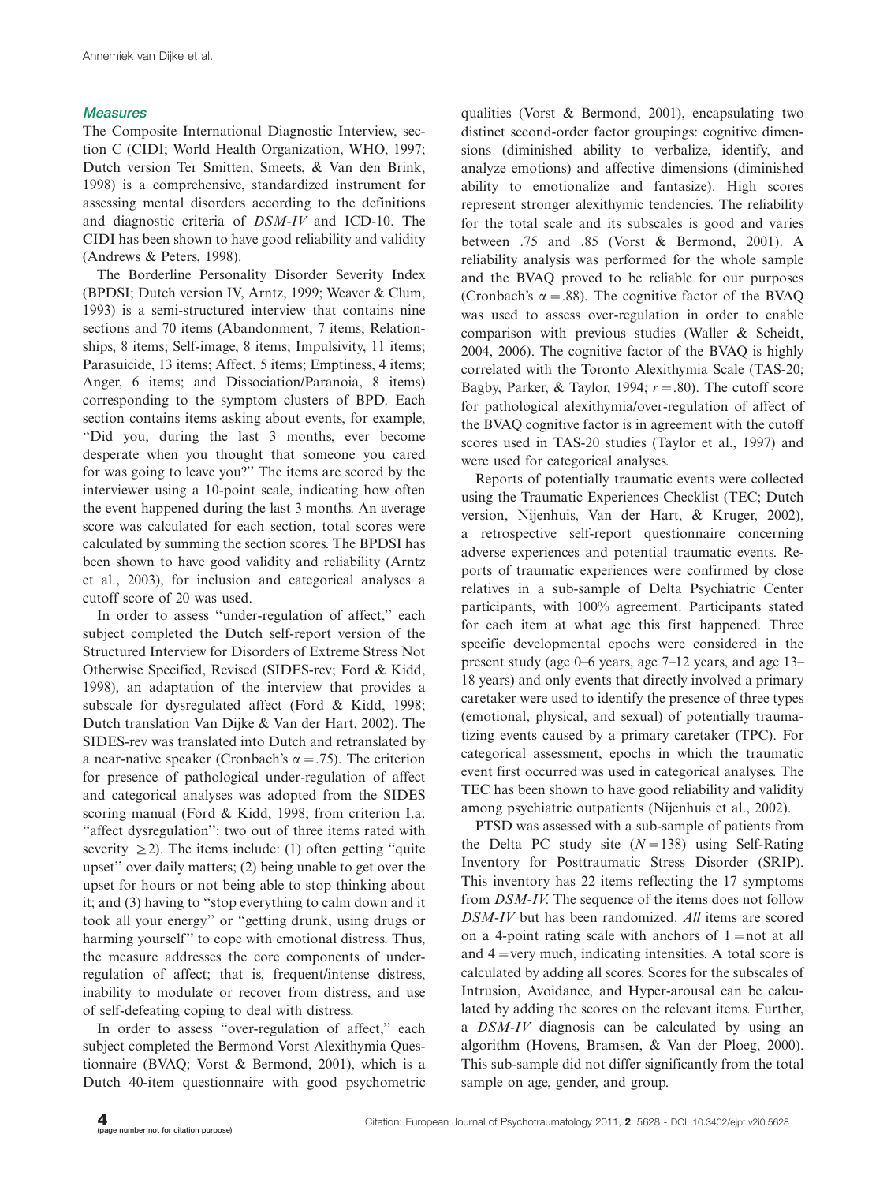### *Measures*

The Composite International Diagnostic Interview, section C (CIDI; World Health Organization, WHO, 1997; Dutch version Ter Smitten, Smeets, & Van den Brink, 1998) is a comprehensive, standardized instrument for assessing mental disorders according to the definitions and diagnostic criteria of *DSM-IV* and ICD-10. The CIDI has been shown to have good reliability and validity (Andrews & Peters, 1998).

The Borderline Personality Disorder Severity Index (BPDSI; Dutch version IV, Arntz, 1999; Weaver & Clum, 1993) is a semi-structured interview that contains nine sections and 70 items (Abandonment, 7 items; Relationships, 8 items; Self-image, 8 items; Impulsivity, 11 items; Parasuicide, 13 items; Affect, 5 items; Emptiness, 4 items; Anger, 6 items; and Dissociation/Paranoia, 8 items) corresponding to the symptom clusters of BPD. Each section contains items asking about events, for example, "Did you, during the last 3 months, ever become desperate when you thought that someone you cared for was going to leave you?" The items are scored by the interviewer using a 10-point scale, indicating how often the event happened during the last 3 months. An average score was calculated for each section, total scores were calculated by summing the section scores. The BPDSI has been shown to have good validity and reliability (Arntz et al., 2003), for inclusion and categorical analyses a cutoff score of 20 was used.

In order to assess "under-regulation of affect," each subject completed the Dutch self-report version of the Structured Interview for Disorders of Extreme Stress Not Otherwise Specified, Revised (SIDES-rev; Ford & Kidd, 1998), an adaptation of the interview that provides a subscale for dysregulated affect (Ford & Kidd, 1998; Dutch translation Van Dijke & Van der Hart, 2002). The SIDES-rev was translated into Dutch and retranslated by a near-native speaker (Cronbach's $\alpha = .75$). The criterion for presence of pathological under-regulation of affect and categorical analyses was adopted from the SIDES scoring manual (Ford & Kidd, 1998; from criterion I.a. "affect dysregulation": two out of three items rated with severity $\geq 2$). The items include: (1) often getting "quite upset" over daily matters; (2) being unable to get over the upset for hours or not being able to stop thinking about it; and (3) having to "stop everything to calm down and it took all your energy" or "getting drunk, using drugs or harming yourself" to cope with emotional distress. Thus, the measure addresses the core components of under-regulation of affect; that is, frequent/intense distress, inability to modulate or recover from distress, and use of self-defeating coping to deal with distress.

In order to assess "over-regulation of affect," each subject completed the Bermond Vorst Alexithymia Questionnaire (BVAQ; Vorst & Bermond, 2001), which is a Dutch 40-item questionnaire with good psychometric qualities (Vorst & Bermond, 2001), encapsulating two distinct second-order factor groupings: cognitive dimensions (diminished ability to verbalize, identify, and analyze emotions) and affective dimensions (diminished ability to emotionalize and fantasize). High scores represent stronger alexithymic tendencies. The reliability for the total scale and its subscales is good and varies between .75 and .85 (Vorst & Bermond, 2001). A reliability analysis was performed for the whole sample and the BVAQ proved to be reliable for our purposes (Cronbach's $\alpha = .88$). The cognitive factor of the BVAQ was used to assess over-regulation in order to enable comparison with previous studies (Waller & Scheidt, 2004, 2006). The cognitive factor of the BVAQ is highly correlated with the Toronto Alexithymia Scale (TAS-20; Bagby, Parker, & Taylor, 1994; $r = .80$). The cutoff score for pathological alexithymia/over-regulation of affect of the BVAQ cognitive factor is in agreement with the cutoff scores used in TAS-20 studies (Taylor et al., 1997) and were used for categorical analyses.

Reports of potentially traumatic events were collected using the Traumatic Experiences Checklist (TEC; Dutch version, Nijenhuis, Van der Hart, & Kruger, 2002), a retrospective self-report questionnaire concerning adverse experiences and potential traumatic events. Reports of traumatic experiences were confirmed by close relatives in a sub-sample of Delta Psychiatric Center participants, with 100% agreement. Participants stated for each item at what age this first happened. Three specific developmental epochs were considered in the present study (age 0–6 years, age 7–12 years, and age 13–18 years) and only events that directly involved a primary caretaker were used to identify the presence of three types (emotional, physical, and sexual) of potentially traumatizing events caused by a primary caretaker (TPC). For categorical assessment, epochs in which the traumatic event first occurred was used in categorical analyses. The TEC has been shown to have good reliability and validity among psychiatric outpatients (Nijenhuis et al., 2002).

PTSD was assessed with a sub-sample of patients from the Delta PC study site ($N = 138$) using Self-Rating Inventory for Posttraumatic Stress Disorder (SRIP). This inventory has 22 items reflecting the 17 symptoms from *DSM-IV*. The sequence of the items does not follow *DSM-IV* but has been randomized. *All* items are scored on a 4-point rating scale with anchors of 1 = not at all and 4 = very much, indicating intensities. A total score is calculated by adding all scores. Scores for the subscales of Intrusion, Avoidance, and Hyper-arousal can be calculated by adding the scores on the relevant items. Further, a *DSM-IV* diagnosis can be calculated by using an algorithm (Hovens, Bramsen, & Van der Ploeg, 2000). This sub-sample did not differ significantly from the total sample on age, gender, and group.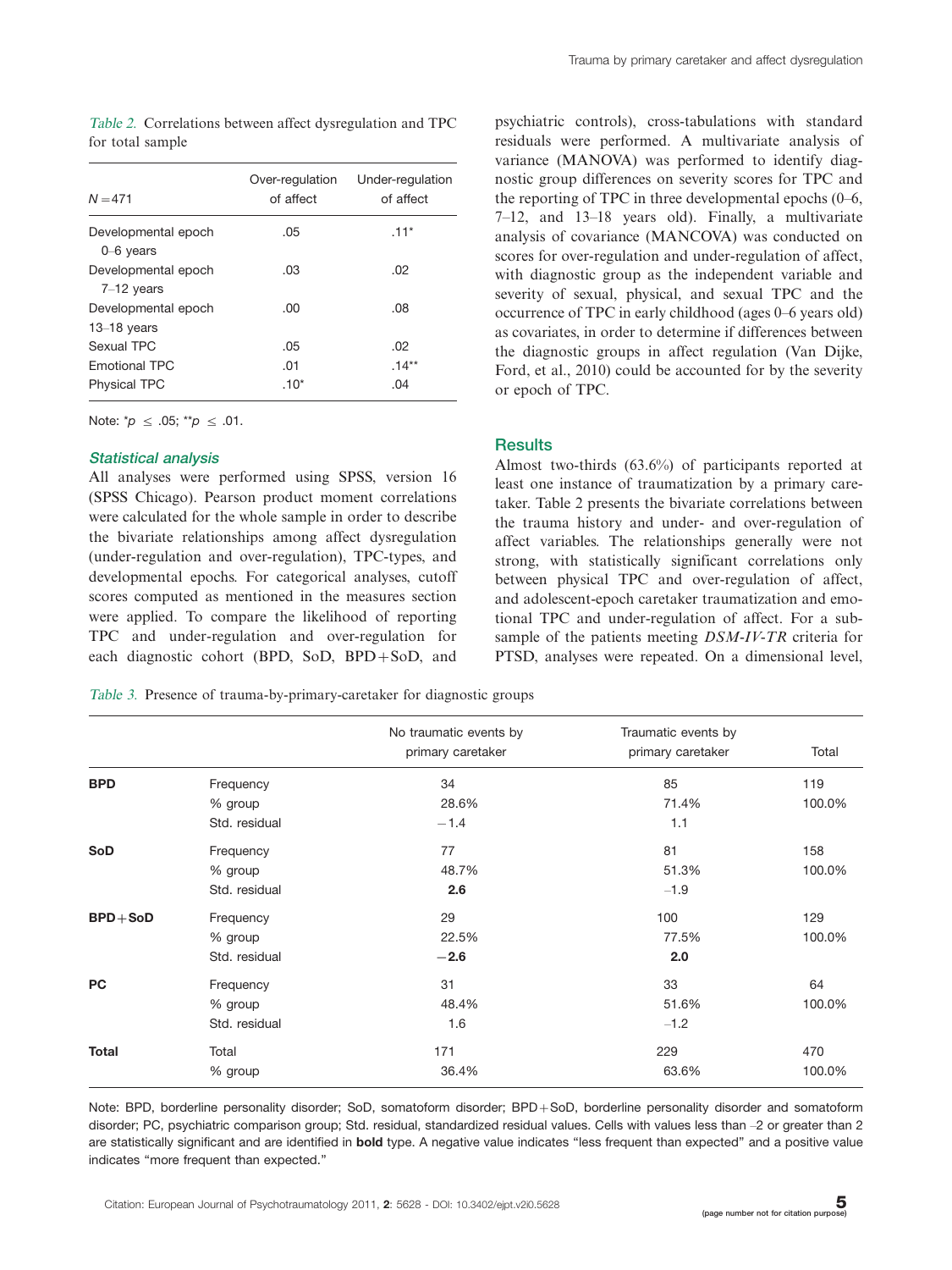*Table 2.* Correlations between affect dysregulation and TPC for total sample

| $N = 471$ | Over-regulation of affect | Under-regulation of affect |
|---|---|---|
| Developmental epoch 0–6 years | .05 | .11* |
| Developmental epoch 7–12 years | .03 | .02 |
| Developmental epoch 13–18 years | .00 | .08 |
| Sexual TPC | .05 | .02 |
| Emotional TPC | .01 | .14** |
| Physical TPC | .10* | .04 |

Note: *$p \leq .05$; **$p \leq .01$.

### *Statistical analysis*

All analyses were performed using SPSS, version 16 (SPSS Chicago). Pearson product moment correlations were calculated for the whole sample in order to describe the bivariate relationships among affect dysregulation (under-regulation and over-regulation), TPC-types, and developmental epochs. For categorical analyses, cutoff scores computed as mentioned in the measures section were applied. To compare the likelihood of reporting TPC and under-regulation and over-regulation for each diagnostic cohort (BPD, SoD, BPD+SoD, and psychiatric controls), cross-tabulations with standard residuals were performed. A multivariate analysis of variance (MANOVA) was performed to identify diagnostic group differences on severity scores for TPC and the reporting of TPC in three developmental epochs (0–6, 7–12, and 13–18 years old). Finally, a multivariate analysis of covariance (MANCOVA) was conducted on scores for over-regulation and under-regulation of affect, with diagnostic group as the independent variable and severity of sexual, physical, and sexual TPC and the occurrence of TPC in early childhood (ages 0–6 years old) as covariates, in order to determine if differences between the diagnostic groups in affect regulation (Van Dijke, Ford, et al., 2010) could be accounted for by the severity or epoch of TPC.

## Results

Almost two-thirds (63.6%) of participants reported at least one instance of traumatization by a primary caretaker. Table 2 presents the bivariate correlations between the trauma history and under- and over-regulation of affect variables. The relationships generally were not strong, with statistically significant correlations only between physical TPC and over-regulation of affect, and adolescent-epoch caretaker traumatization and emotional TPC and under-regulation of affect. For a subsample of the patients meeting *DSM-IV-TR* criteria for PTSD, analyses were repeated. On a dimensional level,

*Table 3.* Presence of trauma-by-primary-caretaker for diagnostic groups

| | | No traumatic events by primary caretaker | Traumatic events by primary caretaker | Total |
|---|---|---|---|---|
| **BPD** | Frequency | 34 | 85 | 119 |
| | % group | 28.6% | 71.4% | 100.0% |
| | Std. residual | −1.4 | 1.1 | |
| **SoD** | Frequency | 77 | 81 | 158 |
| | % group | 48.7% | 51.3% | 100.0% |
| | Std. residual | **2.6** | −1.9 | |
| **BPD+SoD** | Frequency | 29 | 100 | 129 |
| | % group | 22.5% | 77.5% | 100.0% |
| | Std. residual | **−2.6** | **2.0** | |
| **PC** | Frequency | 31 | 33 | 64 |
| | % group | 48.4% | 51.6% | 100.0% |
| | Std. residual | 1.6 | −1.2 | |
| **Total** | Total | 171 | 229 | 470 |
| | % group | 36.4% | 63.6% | 100.0% |

Note: BPD, borderline personality disorder; SoD, somatoform disorder; BPD+SoD, borderline personality disorder and somatoform disorder; PC, psychiatric comparison group; Std. residual, standardized residual values. Cells with values less than −2 or greater than 2 are statistically significant and are identified in **bold** type. A negative value indicates "less frequent than expected" and a positive value indicates "more frequent than expected."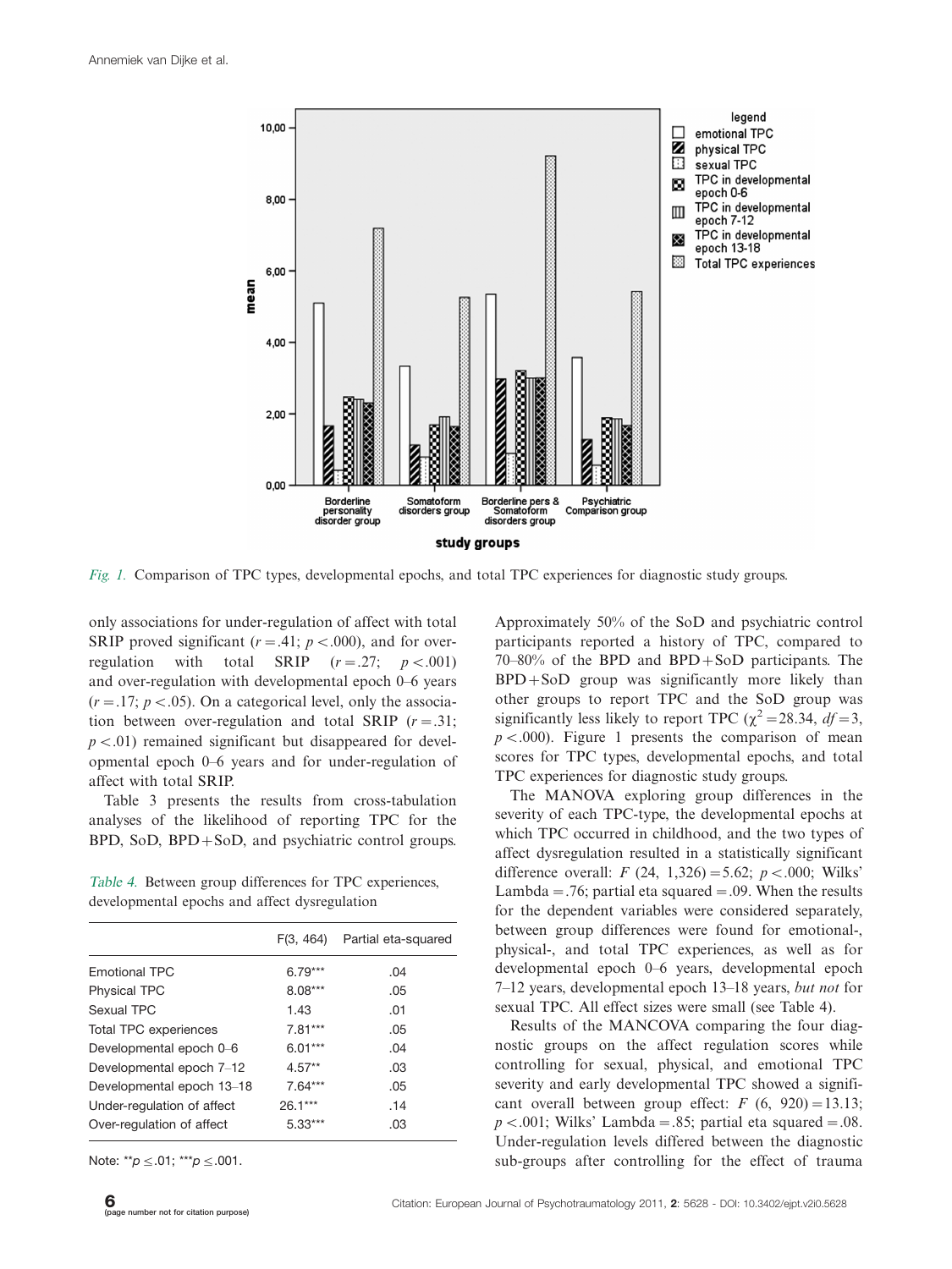Fig. 1. Comparison of TPC types, developmental epochs, and total TPC experiences for diagnostic study groups.

only associations for under-regulation of affect with total SRIP proved significant ($r = .41$; $p < .000$), and for over-regulation with total SRIP ($r = .27$; $p < .001$) and over-regulation with developmental epoch 0–6 years ($r = .17$; $p < .05$). On a categorical level, only the association between over-regulation and total SRIP ($r = .31$; $p < .01$) remained significant but disappeared for developmental epoch 0–6 years and for under-regulation of affect with total SRIP.

Table 3 presents the results from cross-tabulation analyses of the likelihood of reporting TPC for the BPD, SoD, BPD+SoD, and psychiatric control groups.

*Table 4.* Between group differences for TPC experiences, developmental epochs and affect dysregulation

| | F(3, 464) | Partial eta-squared |
|---|---|---|
| Emotional TPC | 6.79*** | .04 |
| Physical TPC | 8.08*** | .05 |
| Sexual TPC | 1.43 | .01 |
| Total TPC experiences | 7.81*** | .05 |
| Developmental epoch 0–6 | 6.01*** | .04 |
| Developmental epoch 7–12 | 4.57** | .03 |
| Developmental epoch 13–18 | 7.64*** | .05 |
| Under-regulation of affect | 26.1*** | .14 |
| Over-regulation of affect | 5.33*** | .03 |

Note: **$p \leq .01$; ***$p \leq .001$.

Approximately 50% of the SoD and psychiatric control participants reported a history of TPC, compared to 70–80% of the BPD and BPD+SoD participants. The BPD+SoD group was significantly more likely than other groups to report TPC and the SoD group was significantly less likely to report TPC ($\chi^2 = 28.34$, $df = 3$, $p < .000$). Figure 1 presents the comparison of mean scores for TPC types, developmental epochs, and total TPC experiences for diagnostic study groups.

The MANOVA exploring group differences in the severity of each TPC-type, the developmental epochs at which TPC occurred in childhood, and the two types of affect dysregulation resulted in a statistically significant difference overall: $F$ (24, 1,326) = 5.62; $p < .000$; Wilks' Lambda = .76; partial eta squared = .09. When the results for the dependent variables were considered separately, between group differences were found for emotional-, physical-, and total TPC experiences, as well as for developmental epoch 0–6 years, developmental epoch 7–12 years, developmental epoch 13–18 years, *but not* for sexual TPC. All effect sizes were small (see Table 4).

Results of the MANCOVA comparing the four diagnostic groups on the affect regulation scores while controlling for sexual, physical, and emotional TPC severity and early developmental TPC showed a significant overall between group effect: $F$ (6, 920) = 13.13; $p < .001$; Wilks' Lambda = .85; partial eta squared = .08. Under-regulation levels differed between the diagnostic sub-groups after controlling for the effect of trauma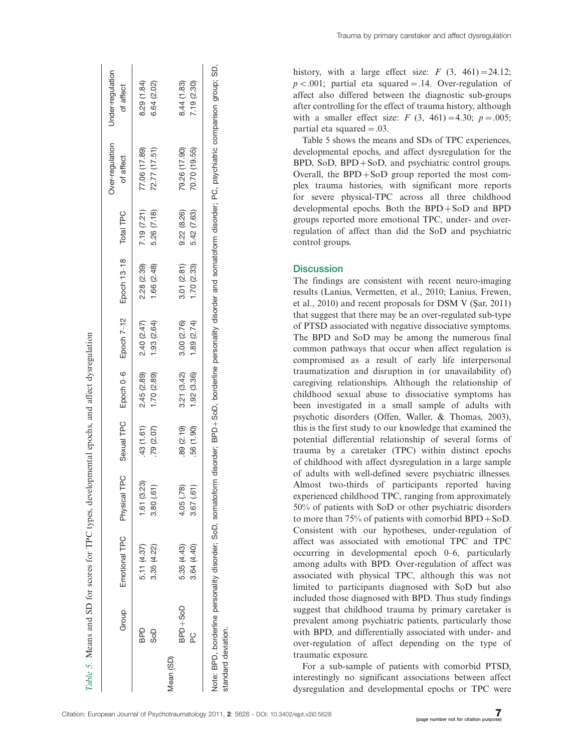*Table 5.* Means and SD for scores for TPC types, developmental epochs, and affect dysregulation

| | Group | Emotional TPC | Physical TPC | Sexual TPC | Epoch 0–6 | Epoch 7–12 | Epoch 13–18 | Total TPC | Over-regulation of affect | Under-regulation of affect |
|---|---|---|---|---|---|---|---|---|---|---|
| | BPD | 5.11 (4.37) | 1.61 (3.23) | .43 (1.61) | 2.45 (2.89) | 2.40 (2.47) | 2.28 (2.39) | 7.19 (7.21) | 77.06 (17.89) | 8.29 (1.84) |
| | SoD | 3.35 (4.22) | 3.80 (.61) | .79 (2.07) | 1.70 (2.89) | 1.93 (2.64) | 1.66 (2.48) | 5.26 (7.18) | 72.77 (17.51) | 6.64 (2.02) |
| Mean (SD) | | | | | | | | | | |
| | BPD+SoD | 5.35 (4.43) | 4.05 (.78) | .89 (2.19) | 3.21 (3.42) | 3.00 (2.76) | 3.01 (2.81) | 9.22 (8.26) | 79.26 (17.90) | 8.44 (1.83) |
| | PC | 3.64 (4.40) | 3.67 (.61) | .56 (1.90) | 1.92 (3.36) | 1.89 (2.74) | 1.70 (2.33) | 5.42 (7.63) | 70.70 (19.55) | 7.19 (2.30) |

Note: BPD, borderline personality disorder; SoD, somatoform disorder; BPD+SoD, borderline personality disorder and somatoform disorder; PC, psychiatric comparison group; SD, standard deviation.

history, with a large effect size: $F\ (3,\ 461) = 24.12$; $p < .001$; partial eta squared $= .14$. Over-regulation of affect also differed between the diagnostic sub-groups after controlling for the effect of trauma history, although with a smaller effect size: $F\ (3,\ 461) = 4.30$; $p = .005$; partial eta squared $= .03$.

Table 5 shows the means and SDs of TPC experiences, developmental epochs, and affect dysregulation for the BPD, SoD, BPD+SoD, and psychiatric control groups. Overall, the BPD+SoD group reported the most complex trauma histories, with significant more reports for severe physical-TPC across all three childhood developmental epochs. Both the BPD+SoD and BPD groups reported more emotional TPC, under- and over-regulation of affect than did the SoD and psychiatric control groups.

## Discussion

The findings are consistent with recent neuro-imaging results (Lanius, Vermetten, et al., 2010; Lanius, Frewen, et al., 2010) and recent proposals for DSM V (Şar, 2011) that suggest that there may be an over-regulated sub-type of PTSD associated with negative dissociative symptoms. The BPD and SoD may be among the numerous final common pathways that occur when affect regulation is compromised as a result of early life interpersonal traumatization and disruption in (or unavailability of) caregiving relationships. Although the relationship of childhood sexual abuse to dissociative symptoms has been investigated in a small sample of adults with psychotic disorders (Offen, Waller, & Thomas, 2003), this is the first study to our knowledge that examined the potential differential relationship of several forms of trauma by a caretaker (TPC) within distinct epochs of childhood with affect dysregulation in a large sample of adults with well-defined severe psychiatric illnesses. Almost two-thirds of participants reported having experienced childhood TPC, ranging from approximately 50% of patients with SoD or other psychiatric disorders to more than 75% of patients with comorbid BPD+SoD. Consistent with our hypotheses, under-regulation of affect was associated with emotional TPC and TPC occurring in developmental epoch 0–6, particularly among adults with BPD. Over-regulation of affect was associated with physical TPC, although this was not limited to participants diagnosed with SoD but also included those diagnosed with BPD. Thus study findings suggest that childhood trauma by primary caretaker is prevalent among psychiatric patients, particularly those with BPD, and differentially associated with under- and over-regulation of affect depending on the type of traumatic exposure.

For a sub-sample of patients with comorbid PTSD, interestingly no significant associations between affect dysregulation and developmental epochs or TPC were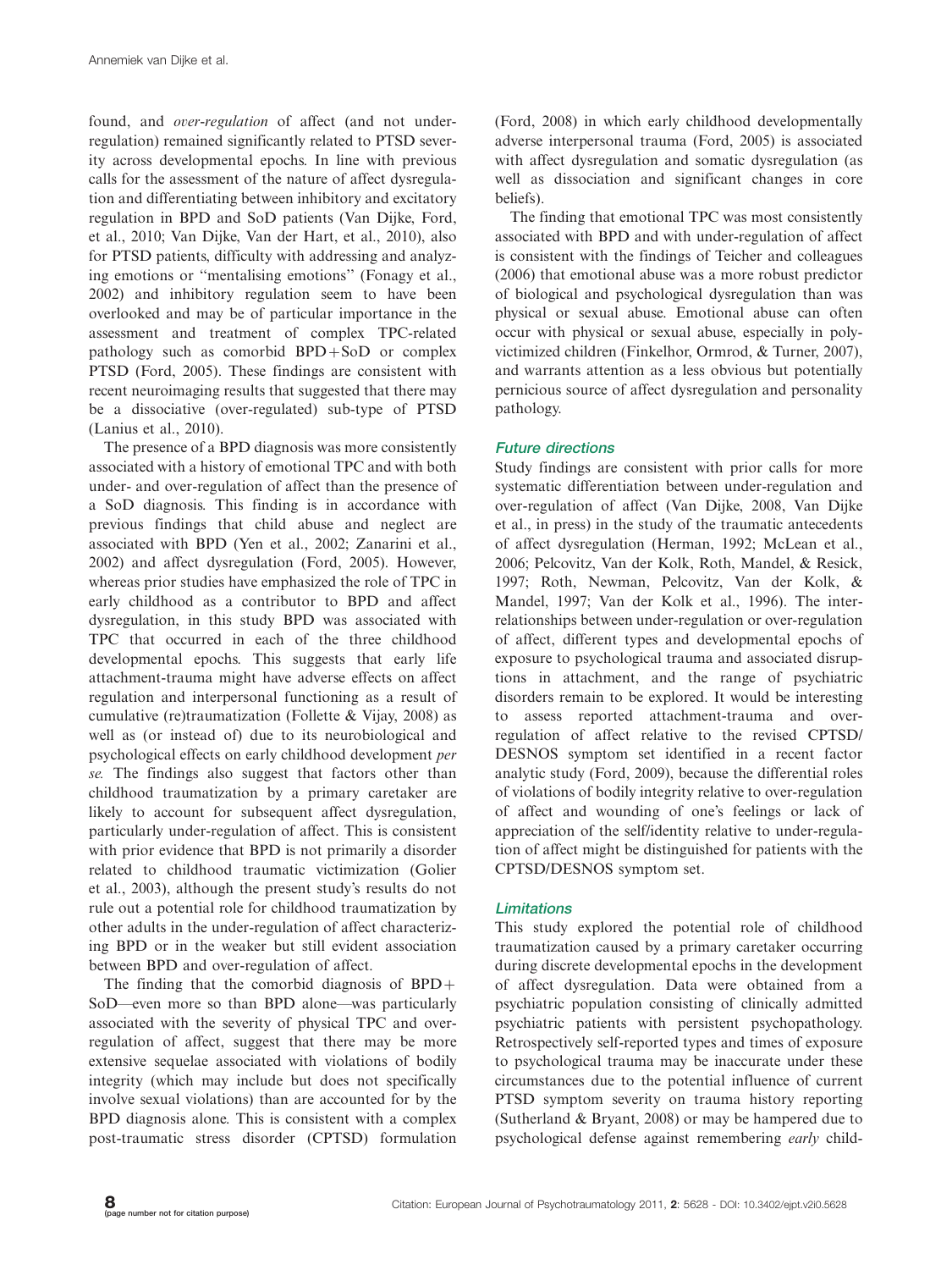found, and *over-regulation* of affect (and not under-regulation) remained significantly related to PTSD severity across developmental epochs. In line with previous calls for the assessment of the nature of affect dysregulation and differentiating between inhibitory and excitatory regulation in BPD and SoD patients (Van Dijke, Ford, et al., 2010; Van Dijke, Van der Hart, et al., 2010), also for PTSD patients, difficulty with addressing and analyzing emotions or "mentalising emotions" (Fonagy et al., 2002) and inhibitory regulation seem to have been overlooked and may be of particular importance in the assessment and treatment of complex TPC-related pathology such as comorbid BPD+SoD or complex PTSD (Ford, 2005). These findings are consistent with recent neuroimaging results that suggested that there may be a dissociative (over-regulated) sub-type of PTSD (Lanius et al., 2010).

The presence of a BPD diagnosis was more consistently associated with a history of emotional TPC and with both under- and over-regulation of affect than the presence of a SoD diagnosis. This finding is in accordance with previous findings that child abuse and neglect are associated with BPD (Yen et al., 2002; Zanarini et al., 2002) and affect dysregulation (Ford, 2005). However, whereas prior studies have emphasized the role of TPC in early childhood as a contributor to BPD and affect dysregulation, in this study BPD was associated with TPC that occurred in each of the three childhood developmental epochs. This suggests that early life attachment-trauma might have adverse effects on affect regulation and interpersonal functioning as a result of cumulative (re)traumatization (Follette & Vijay, 2008) as well as (or instead of) due to its neurobiological and psychological effects on early childhood development *per se.* The findings also suggest that factors other than childhood traumatization by a primary caretaker are likely to account for subsequent affect dysregulation, particularly under-regulation of affect. This is consistent with prior evidence that BPD is not primarily a disorder related to childhood traumatic victimization (Golier et al., 2003), although the present study's results do not rule out a potential role for childhood traumatization by other adults in the under-regulation of affect characterizing BPD or in the weaker but still evident association between BPD and over-regulation of affect.

The finding that the comorbid diagnosis of BPD+SoD—even more so than BPD alone—was particularly associated with the severity of physical TPC and over-regulation of affect, suggest that there may be more extensive sequelae associated with violations of bodily integrity (which may include but does not specifically involve sexual violations) than are accounted for by the BPD diagnosis alone. This is consistent with a complex post-traumatic stress disorder (CPTSD) formulation (Ford, 2008) in which early childhood developmentally adverse interpersonal trauma (Ford, 2005) is associated with affect dysregulation and somatic dysregulation (as well as dissociation and significant changes in core beliefs).

The finding that emotional TPC was most consistently associated with BPD and with under-regulation of affect is consistent with the findings of Teicher and colleagues (2006) that emotional abuse was a more robust predictor of biological and psychological dysregulation than was physical or sexual abuse. Emotional abuse can often occur with physical or sexual abuse, especially in polyvictimized children (Finkelhor, Ormrod, & Turner, 2007), and warrants attention as a less obvious but potentially pernicious source of affect dysregulation and personality pathology.

### Future directions

Study findings are consistent with prior calls for more systematic differentiation between under-regulation and over-regulation of affect (Van Dijke, 2008, Van Dijke et al., in press) in the study of the traumatic antecedents of affect dysregulation (Herman, 1992; McLean et al., 2006; Pelcovitz, Van der Kolk, Roth, Mandel, & Resick, 1997; Roth, Newman, Pelcovitz, Van der Kolk, & Mandel, 1997; Van der Kolk et al., 1996). The interrelationships between under-regulation or over-regulation of affect, different types and developmental epochs of exposure to psychological trauma and associated disruptions in attachment, and the range of psychiatric disorders remain to be explored. It would be interesting to assess reported attachment-trauma and over-regulation of affect relative to the revised CPTSD/DESNOS symptom set identified in a recent factor analytic study (Ford, 2009), because the differential roles of violations of bodily integrity relative to over-regulation of affect and wounding of one's feelings or lack of appreciation of the self/identity relative to under-regulation of affect might be distinguished for patients with the CPTSD/DESNOS symptom set.

### Limitations

This study explored the potential role of childhood traumatization caused by a primary caretaker occurring during discrete developmental epochs in the development of affect dysregulation. Data were obtained from a psychiatric population consisting of clinically admitted psychiatric patients with persistent psychopathology. Retrospectively self-reported types and times of exposure to psychological trauma may be inaccurate under these circumstances due to the potential influence of current PTSD symptom severity on trauma history reporting (Sutherland & Bryant, 2008) or may be hampered due to psychological defense against remembering *early* child-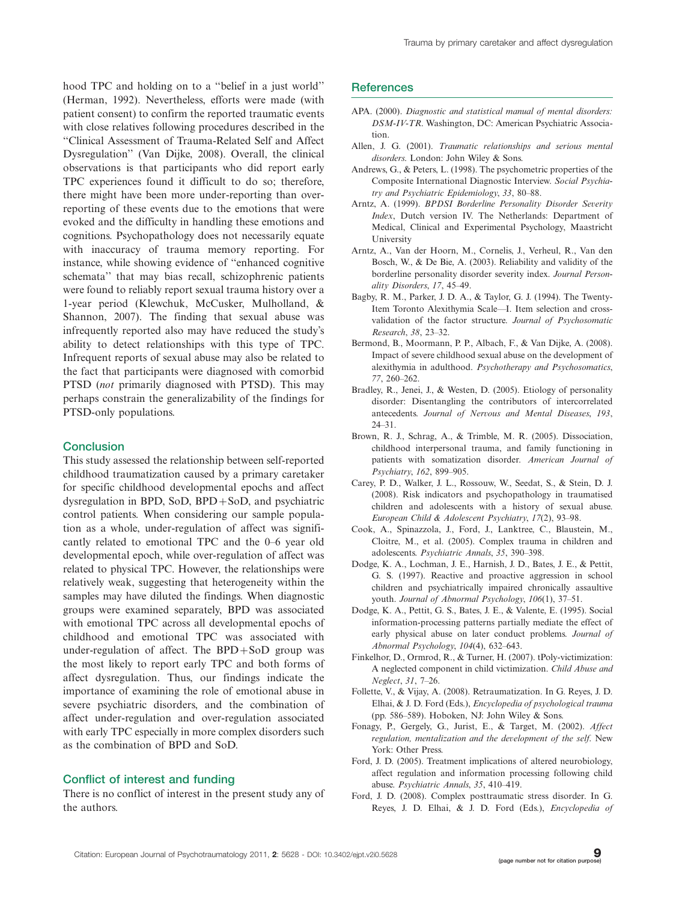hood TPC and holding on to a "belief in a just world" (Herman, 1992). Nevertheless, efforts were made (with patient consent) to confirm the reported traumatic events with close relatives following procedures described in the "Clinical Assessment of Trauma-Related Self and Affect Dysregulation" (Van Dijke, 2008). Overall, the clinical observations is that participants who did report early TPC experiences found it difficult to do so; therefore, there might have been more under-reporting than over-reporting of these events due to the emotions that were evoked and the difficulty in handling these emotions and cognitions. Psychopathology does not necessarily equate with inaccuracy of trauma memory reporting. For instance, while showing evidence of "enhanced cognitive schemata" that may bias recall, schizophrenic patients were found to reliably report sexual trauma history over a 1-year period (Klewchuk, McCusker, Mulholland, & Shannon, 2007). The finding that sexual abuse was infrequently reported also may have reduced the study's ability to detect relationships with this type of TPC. Infrequent reports of sexual abuse may also be related to the fact that participants were diagnosed with comorbid PTSD (*not* primarily diagnosed with PTSD). This may perhaps constrain the generalizability of the findings for PTSD-only populations.

## Conclusion

This study assessed the relationship between self-reported childhood traumatization caused by a primary caretaker for specific childhood developmental epochs and affect dysregulation in BPD, SoD, BPD+SoD, and psychiatric control patients. When considering our sample population as a whole, under-regulation of affect was significantly related to emotional TPC and the 0–6 year old developmental epoch, while over-regulation of affect was related to physical TPC. However, the relationships were relatively weak, suggesting that heterogeneity within the samples may have diluted the findings. When diagnostic groups were examined separately, BPD was associated with emotional TPC across all developmental epochs of childhood and emotional TPC was associated with under-regulation of affect. The BPD+SoD group was the most likely to report early TPC and both forms of affect dysregulation. Thus, our findings indicate the importance of examining the role of emotional abuse in severe psychiatric disorders, and the combination of affect under-regulation and over-regulation associated with early TPC especially in more complex disorders such as the combination of BPD and SoD.

## Conflict of interest and funding

There is no conflict of interest in the present study any of the authors.

## References

APA. (2000). *Diagnostic and statistical manual of mental disorders: DSM-IV-TR*. Washington, DC: American Psychiatric Association.

Allen, J. G. (2001). *Traumatic relationships and serious mental disorders*. London: John Wiley & Sons.

Andrews, G., & Peters, L. (1998). The psychometric properties of the Composite International Diagnostic Interview. *Social Psychiatry and Psychiatric Epidemiology*, *33*, 80–88.

Arntz, A. (1999). *BPDSI Borderline Personality Disorder Severity Index*, Dutch version IV. The Netherlands: Department of Medical, Clinical and Experimental Psychology, Maastricht University

Arntz, A., Van der Hoorn, M., Cornelis, J., Verheul, R., Van den Bosch, W., & De Bie, A. (2003). Reliability and validity of the borderline personality disorder severity index. *Journal Personality Disorders*, *17*, 45–49.

Bagby, R. M., Parker, J. D. A., & Taylor, G. J. (1994). The Twenty-Item Toronto Alexithymia Scale—I. Item selection and cross-validation of the factor structure. *Journal of Psychosomatic Research*, *38*, 23–32.

Bermond, B., Moormann, P. P., Albach, F., & Van Dijke, A. (2008). Impact of severe childhood sexual abuse on the development of alexithymia in adulthood. *Psychotherapy and Psychosomatics*, *77*, 260–262.

Bradley, R., Jenei, J., & Westen, D. (2005). Etiology of personality disorder: Disentangling the contributors of intercorrelated antecedents. *Journal of Nervous and Mental Diseases*, *193*, 24–31.

Brown, R. J., Schrag, A., & Trimble, M. R. (2005). Dissociation, childhood interpersonal trauma, and family functioning in patients with somatization disorder. *American Journal of Psychiatry*, *162*, 899–905.

Carey, P. D., Walker, J. L., Rossouw, W., Seedat, S., & Stein, D. J. (2008). Risk indicators and psychopathology in traumatised children and adolescents with a history of sexual abuse. *European Child & Adolescent Psychiatry*, *17*(2), 93–98.

Cook, A., Spinazzola, J., Ford, J., Lanktree, C., Blaustein, M., Cloitre, M., et al. (2005). Complex trauma in children and adolescents. *Psychiatric Annals*, *35*, 390–398.

Dodge, K. A., Lochman, J. E., Harnish, J. D., Bates, J. E., & Pettit, G. S. (1997). Reactive and proactive aggression in school children and psychiatrically impaired chronically assaultive youth. *Journal of Abnormal Psychology*, *106*(1), 37–51.

Dodge, K. A., Pettit, G. S., Bates, J. E., & Valente, E. (1995). Social information-processing patterns partially mediate the effect of early physical abuse on later conduct problems. *Journal of Abnormal Psychology*, *104*(4), 632–643.

Finkelhor, D., Ormrod, R., & Turner, H. (2007). tPoly-victimization: A neglected component in child victimization. *Child Abuse and Neglect*, *31*, 7–26.

Follette, V., & Vijay, A. (2008). Retraumatization. In G. Reyes, J. D. Elhai, & J. D. Ford (Eds.), *Encyclopedia of psychological trauma* (pp. 586–589). Hoboken, NJ: John Wiley & Sons.

Fonagy, P., Gergely, G., Jurist, E., & Target, M. (2002). *Affect regulation, mentalization and the development of the self*. New York: Other Press.

Ford, J. D. (2005). Treatment implications of altered neurobiology, affect regulation and information processing following child abuse. *Psychiatric Annals*, *35*, 410–419.

Ford, J. D. (2008). Complex posttraumatic stress disorder. In G. Reyes, J. D. Elhai, & J. D. Ford (Eds.), *Encyclopedia of*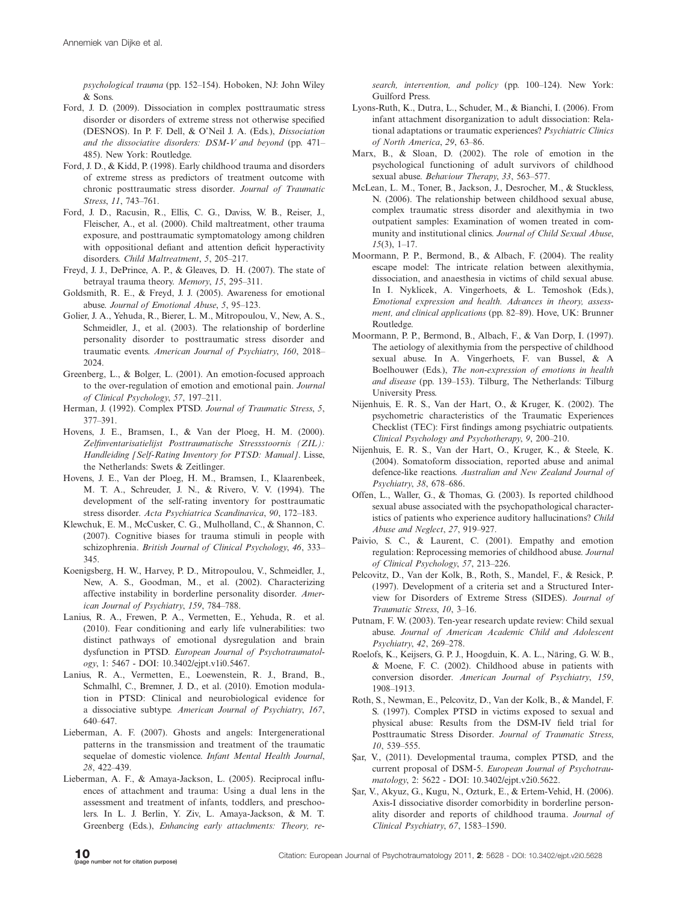*psychological trauma* (pp. 152–154). Hoboken, NJ: John Wiley & Sons.

Ford, J. D. (2009). Dissociation in complex posttraumatic stress disorder or disorders of extreme stress not otherwise specified (DESNOS). In P. F. Dell, & O'Neil J. A. (Eds.), *Dissociation and the dissociative disorders: DSM-V and beyond* (pp. 471–485). New York: Routledge.

Ford, J. D., & Kidd, P. (1998). Early childhood trauma and disorders of extreme stress as predictors of treatment outcome with chronic posttraumatic stress disorder. *Journal of Traumatic Stress*, *11*, 743–761.

Ford, J. D., Racusin, R., Ellis, C. G., Daviss, W. B., Reiser, J., Fleischer, A., et al. (2000). Child maltreatment, other trauma exposure, and posttraumatic symptomatology among children with oppositional defiant and attention deficit hyperactivity disorders. *Child Maltreatment*, *5*, 205–217.

Freyd, J. J., DePrince, A. P., & Gleaves, D. H. (2007). The state of betrayal trauma theory. *Memory*, *15*, 295–311.

Goldsmith, R. E., & Freyd, J. J. (2005). Awareness for emotional abuse. *Journal of Emotional Abuse*, *5*, 95–123.

Golier, J. A., Yehuda, R., Bierer, L. M., Mitropoulou, V., New, A. S., Schmeidler, J., et al. (2003). The relationship of borderline personality disorder to posttraumatic stress disorder and traumatic events. *American Journal of Psychiatry*, *160*, 2018–2024.

Greenberg, L., & Bolger, L. (2001). An emotion-focused approach to the over-regulation of emotion and emotional pain. *Journal of Clinical Psychology*, *57*, 197–211.

Herman, J. (1992). Complex PTSD. *Journal of Traumatic Stress*, *5*, 377–391.

Hovens, J. E., Bramsen, I., & Van der Ploeg, H. M. (2000). *Zelfinventarisatielijst Posttraumatische Stressstoornis (ZIL): Handleiding [Self-Rating Inventory for PTSD: Manual]*. Lisse, the Netherlands: Swets & Zeitlinger.

Hovens, J. E., Van der Ploeg, H. M., Bramsen, I., Klaarenbeek, M. T. A., Schreuder, J. N., & Rivero, V. V. (1994). The development of the self-rating inventory for posttraumatic stress disorder. *Acta Psychiatrica Scandinavica*, *90*, 172–183.

Klewchuk, E. M., McCusker, C. G., Mulholland, C., & Shannon, C. (2007). Cognitive biases for trauma stimuli in people with schizophrenia. *British Journal of Clinical Psychology*, *46*, 333–345.

Koenigsberg, H. W., Harvey, P. D., Mitropoulou, V., Schmeidler, J., New, A. S., Goodman, M., et al. (2002). Characterizing affective instability in borderline personality disorder. *American Journal of Psychiatry*, *159*, 784–788.

Lanius, R. A., Frewen, P. A., Vermetten, E., Yehuda, R. et al. (2010). Fear conditioning and early life vulnerabilities: two distinct pathways of emotional dysregulation and brain dysfunction in PTSD. *European Journal of Psychotraumatology*, 1: 5467 - DOI: 10.3402/ejpt.v1i0.5467.

Lanius, R. A., Vermetten, E., Loewenstein, R. J., Brand, B., Schmalhl, C., Bremner, J. D., et al. (2010). Emotion modulation in PTSD: Clinical and neurobiological evidence for a dissociative subtype. *American Journal of Psychiatry*, *167*, 640–647.

Lieberman, A. F. (2007). Ghosts and angels: Intergenerational patterns in the transmission and treatment of the traumatic sequelae of domestic violence. *Infant Mental Health Journal*, *28*, 422–439.

Lieberman, A. F., & Amaya-Jackson, L. (2005). Reciprocal influences of attachment and trauma: Using a dual lens in the assessment and treatment of infants, toddlers, and preschoolers. In L. J. Berlin, Y. Ziv, L. Amaya-Jackson, & M. T. Greenberg (Eds.), *Enhancing early attachments: Theory, research, intervention, and policy* (pp. 100–124). New York: Guilford Press.

Lyons-Ruth, K., Dutra, L., Schuder, M., & Bianchi, I. (2006). From infant attachment disorganization to adult dissociation: Relational adaptations or traumatic experiences? *Psychiatric Clinics of North America*, *29*, 63–86.

Marx, B., & Sloan, D. (2002). The role of emotion in the psychological functioning of adult survivors of childhood sexual abuse. *Behaviour Therapy*, *33*, 563–577.

McLean, L. M., Toner, B., Jackson, J., Desrocher, M., & Stuckless, N. (2006). The relationship between childhood sexual abuse, complex traumatic stress disorder and alexithymia in two outpatient samples: Examination of women treated in community and institutional clinics. *Journal of Child Sexual Abuse*, *15*(3), 1–17.

Moormann, P. P., Bermond, B., & Albach, F. (2004). The reality escape model: The intricate relation between alexithymia, dissociation, and anaesthesia in victims of child sexual abuse. In I. Nyklicek, A. Vingerhoets, & L. Temoshok (Eds.), *Emotional expression and health. Advances in theory, assessment, and clinical applications* (pp. 82–89). Hove, UK: Brunner Routledge.

Moormann, P. P., Bermond, B., Albach, F., & Van Dorp, I. (1997). The aetiology of alexithymia from the perspective of childhood sexual abuse. In A. Vingerhoets, F. van Bussel, & A Boelhouwer (Eds.), *The non-expression of emotions in health and disease* (pp. 139–153). Tilburg, The Netherlands: Tilburg University Press.

Nijenhuis, E. R. S., Van der Hart, O., & Kruger, K. (2002). The psychometric characteristics of the Traumatic Experiences Checklist (TEC): First findings among psychiatric outpatients. *Clinical Psychology and Psychotherapy*, *9*, 200–210.

Nijenhuis, E. R. S., Van der Hart, O., Kruger, K., & Steele, K. (2004). Somatoform dissociation, reported abuse and animal defence-like reactions. *Australian and New Zealand Journal of Psychiatry*, *38*, 678–686.

Offen, L., Waller, G., & Thomas, G. (2003). Is reported childhood sexual abuse associated with the psychopathological characteristics of patients who experience auditory hallucinations? *Child Abuse and Neglect*, *27*, 919–927.

Paivio, S. C., & Laurent, C. (2001). Empathy and emotion regulation: Reprocessing memories of childhood abuse. *Journal of Clinical Psychology*, *57*, 213–226.

Pelcovitz, D., Van der Kolk, B., Roth, S., Mandel, F., & Resick, P. (1997). Development of a criteria set and a Structured Interview for Disorders of Extreme Stress (SIDES). *Journal of Traumatic Stress*, *10*, 3–16.

Putnam, F. W. (2003). Ten-year research update review: Child sexual abuse. *Journal of American Academic Child and Adolescent Psychiatry*, *42*, 269–278.

Roelofs, K., Keijsers, G. P. J., Hoogduin, K. A. L., Näring, G. W. B., & Moene, F. C. (2002). Childhood abuse in patients with conversion disorder. *American Journal of Psychiatry*, *159*, 1908–1913.

Roth, S., Newman, E., Pelcovitz, D., Van der Kolk, B., & Mandel, F. S. (1997). Complex PTSD in victims exposed to sexual and physical abuse: Results from the DSM-IV field trial for Posttraumatic Stress Disorder. *Journal of Traumatic Stress*, *10*, 539–555.

Şar, V., (2011). Developmental trauma, complex PTSD, and the current proposal of DSM-5. *European Journal of Psychotraumatology*, 2: 5622 - DOI: 10.3402/ejpt.v2i0.5622.

Şar, V., Akyuz, G., Kugu, N., Ozturk, E., & Ertem-Vehid, H. (2006). Axis-I dissociative disorder comorbidity in borderline personality disorder and reports of childhood trauma. *Journal of Clinical Psychiatry*, *67*, 1583–1590.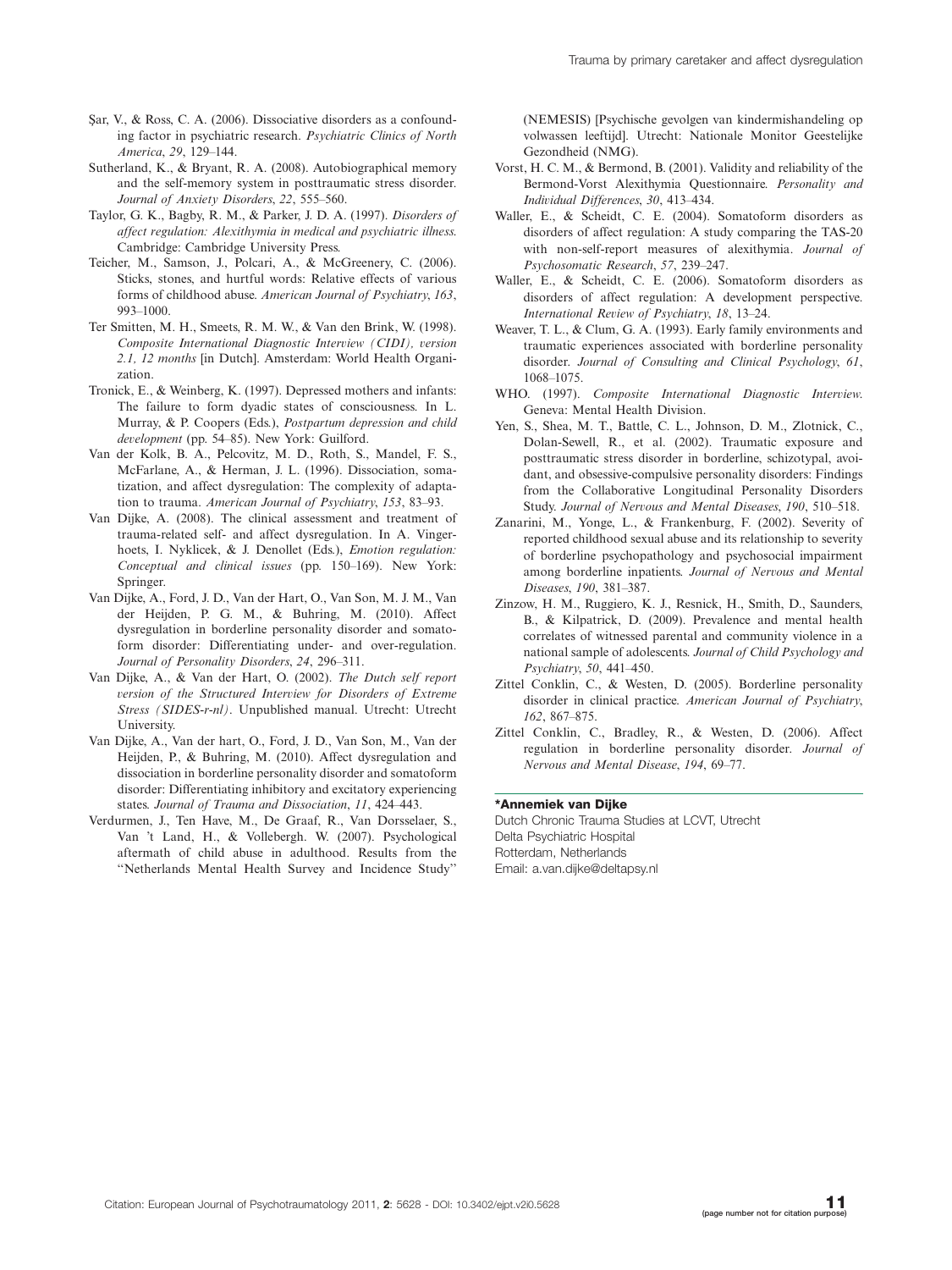Şar, V., & Ross, C. A. (2006). Dissociative disorders as a confounding factor in psychiatric research. *Psychiatric Clinics of North America*, *29*, 129–144.

Sutherland, K., & Bryant, R. A. (2008). Autobiographical memory and the self-memory system in posttraumatic stress disorder. *Journal of Anxiety Disorders*, *22*, 555–560.

Taylor, G. K., Bagby, R. M., & Parker, J. D. A. (1997). *Disorders of affect regulation: Alexithymia in medical and psychiatric illness*. Cambridge: Cambridge University Press.

Teicher, M., Samson, J., Polcari, A., & McGreenery, C. (2006). Sticks, stones, and hurtful words: Relative effects of various forms of childhood abuse. *American Journal of Psychiatry*, *163*, 993–1000.

Ter Smitten, M. H., Smeets, R. M. W., & Van den Brink, W. (1998). *Composite International Diagnostic Interview (CIDI), version 2.1, 12 months* [in Dutch]. Amsterdam: World Health Organization.

Tronick, E., & Weinberg, K. (1997). Depressed mothers and infants: The failure to form dyadic states of consciousness. In L. Murray, & P. Coopers (Eds.), *Postpartum depression and child development* (pp. 54–85). New York: Guilford.

Van der Kolk, B. A., Pelcovitz, M. D., Roth, S., Mandel, F. S., McFarlane, A., & Herman, J. L. (1996). Dissociation, somatization, and affect dysregulation: The complexity of adaptation to trauma. *American Journal of Psychiatry*, *153*, 83–93.

Van Dijke, A. (2008). The clinical assessment and treatment of trauma-related self- and affect dysregulation. In A. Vingerhoets, I. Nyklicek, & J. Denollet (Eds.), *Emotion regulation: Conceptual and clinical issues* (pp. 150–169). New York: Springer.

Van Dijke, A., Ford, J. D., Van der Hart, O., Van Son, M. J. M., Van der Heijden, P. G. M., & Buhring, M. (2010). Affect dysregulation in borderline personality disorder and somatoform disorder: Differentiating under- and over-regulation. *Journal of Personality Disorders*, *24*, 296–311.

Van Dijke, A., & Van der Hart, O. (2002). *The Dutch self report version of the Structured Interview for Disorders of Extreme Stress (SIDES-r-nl)*. Unpublished manual. Utrecht: Utrecht University.

Van Dijke, A., Van der hart, O., Ford, J. D., Van Son, M., Van der Heijden, P., & Buhring, M. (2010). Affect dysregulation and dissociation in borderline personality disorder and somatoform disorder: Differentiating inhibitory and excitatory experiencing states. *Journal of Trauma and Dissociation*, *11*, 424–443.

Verdurmen, J., Ten Have, M., De Graaf, R., Van Dorsselaer, S., Van 't Land, H., & Vollebergh. W. (2007). Psychological aftermath of child abuse in adulthood. Results from the "Netherlands Mental Health Survey and Incidence Study" (NEMESIS) [Psychische gevolgen van kindermishandeling op volwassen leeftijd]. Utrecht: Nationale Monitor Geestelijke Gezondheid (NMG).

Vorst, H. C. M., & Bermond, B. (2001). Validity and reliability of the Bermond-Vorst Alexithymia Questionnaire. *Personality and Individual Differences*, *30*, 413–434.

Waller, E., & Scheidt, C. E. (2004). Somatoform disorders as disorders of affect regulation: A study comparing the TAS-20 with non-self-report measures of alexithymia. *Journal of Psychosomatic Research*, *57*, 239–247.

Waller, E., & Scheidt, C. E. (2006). Somatoform disorders as disorders of affect regulation: A development perspective. *International Review of Psychiatry*, *18*, 13–24.

Weaver, T. L., & Clum, G. A. (1993). Early family environments and traumatic experiences associated with borderline personality disorder. *Journal of Consulting and Clinical Psychology*, *61*, 1068–1075.

WHO. (1997). *Composite International Diagnostic Interview*. Geneva: Mental Health Division.

Yen, S., Shea, M. T., Battle, C. L., Johnson, D. M., Zlotnick, C., Dolan-Sewell, R., et al. (2002). Traumatic exposure and posttraumatic stress disorder in borderline, schizotypal, avoidant, and obsessive-compulsive personality disorders: Findings from the Collaborative Longitudinal Personality Disorders Study. *Journal of Nervous and Mental Diseases*, *190*, 510–518.

Zanarini, M., Yonge, L., & Frankenburg, F. (2002). Severity of reported childhood sexual abuse and its relationship to severity of borderline psychopathology and psychosocial impairment among borderline inpatients. *Journal of Nervous and Mental Diseases*, *190*, 381–387.

Zinzow, H. M., Ruggiero, K. J., Resnick, H., Smith, D., Saunders, B., & Kilpatrick, D. (2009). Prevalence and mental health correlates of witnessed parental and community violence in a national sample of adolescents. *Journal of Child Psychology and Psychiatry*, *50*, 441–450.

Zittel Conklin, C., & Westen, D. (2005). Borderline personality disorder in clinical practice. *American Journal of Psychiatry*, *162*, 867–875.

Zittel Conklin, C., Bradley, R., & Westen, D. (2006). Affect regulation in borderline personality disorder. *Journal of Nervous and Mental Disease*, *194*, 69–77.

---

**\*Annemiek van Dijke**
Dutch Chronic Trauma Studies at LCVT, Utrecht
Delta Psychiatric Hospital
Rotterdam, Netherlands
Email: a.van.dijke@deltapsy.nl